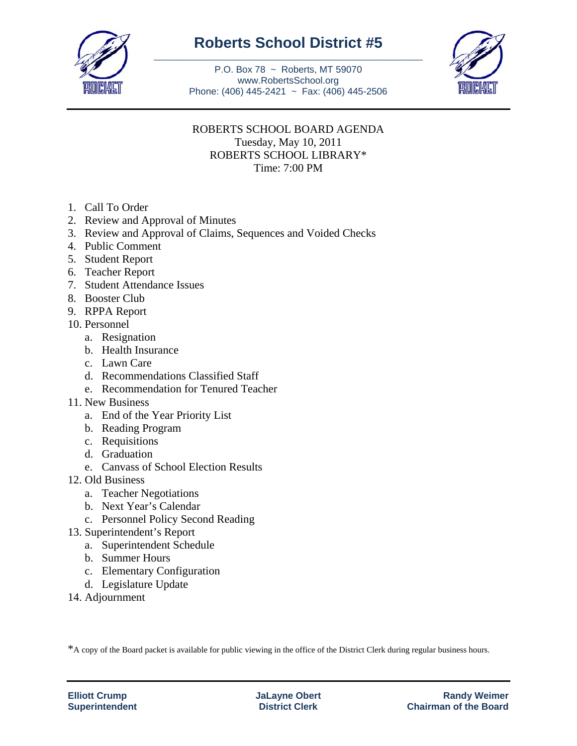# Roberts School District #5

P.O. Box 78 ~ Roberts, MT 59070
www.RobertsSchool.org
Phone: (406) 445-2421 ~ Fax: (406) 445-2506

ROBERTS SCHOOL BOARD AGENDA
Tuesday, May 10, 2011
ROBERTS SCHOOL LIBRARY*
Time: 7:00 PM

1. Call To Order
2. Review and Approval of Minutes
3. Review and Approval of Claims, Sequences and Voided Checks
4. Public Comment
5. Student Report
6. Teacher Report
7. Student Attendance Issues
8. Booster Club
9. RPPA Report
10. Personnel
    a. Resignation
    b. Health Insurance
    c. Lawn Care
    d. Recommendations Classified Staff
    e. Recommendation for Tenured Teacher
11. New Business
    a. End of the Year Priority List
    b. Reading Program
    c. Requisitions
    d. Graduation
    e. Canvass of School Election Results
12. Old Business
    a. Teacher Negotiations
    b. Next Year's Calendar
    c. Personnel Policy Second Reading
13. Superintendent's Report
    a. Superintendent Schedule
    b. Summer Hours
    c. Elementary Configuration
    d. Legislature Update
14. Adjournment

*A copy of the Board packet is available for public viewing in the office of the District Clerk during regular business hours.

**Elliott Crump**
**Superintendent**

**JaLayne Obert**
**District Clerk**

**Randy Weimer**
**Chairman of the Board**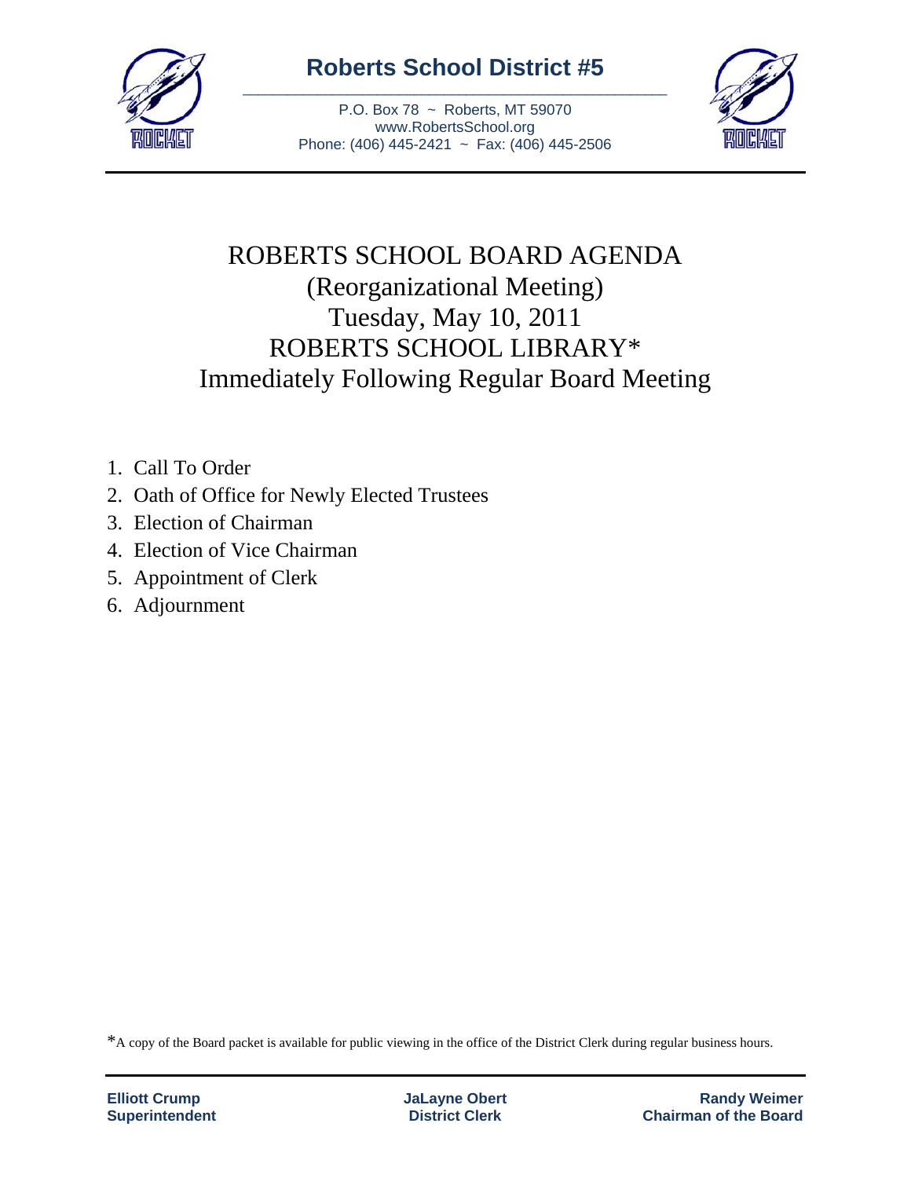# Roberts School District #5

P.O. Box 78 ~ Roberts, MT 59070
www.RobertsSchool.org
Phone: (406) 445-2421 ~ Fax: (406) 445-2506

## ROBERTS SCHOOL BOARD AGENDA
## (Reorganizational Meeting)
## Tuesday, May 10, 2011
## ROBERTS SCHOOL LIBRARY*
## Immediately Following Regular Board Meeting

1. Call To Order
2. Oath of Office for Newly Elected Trustees
3. Election of Chairman
4. Election of Vice Chairman
5. Appointment of Clerk
6. Adjournment

*A copy of the Board packet is available for public viewing in the office of the District Clerk during regular business hours.

**Elliott Crump**
**Superintendent**

**JaLayne Obert**
**District Clerk**

**Randy Weimer**
**Chairman of the Board**